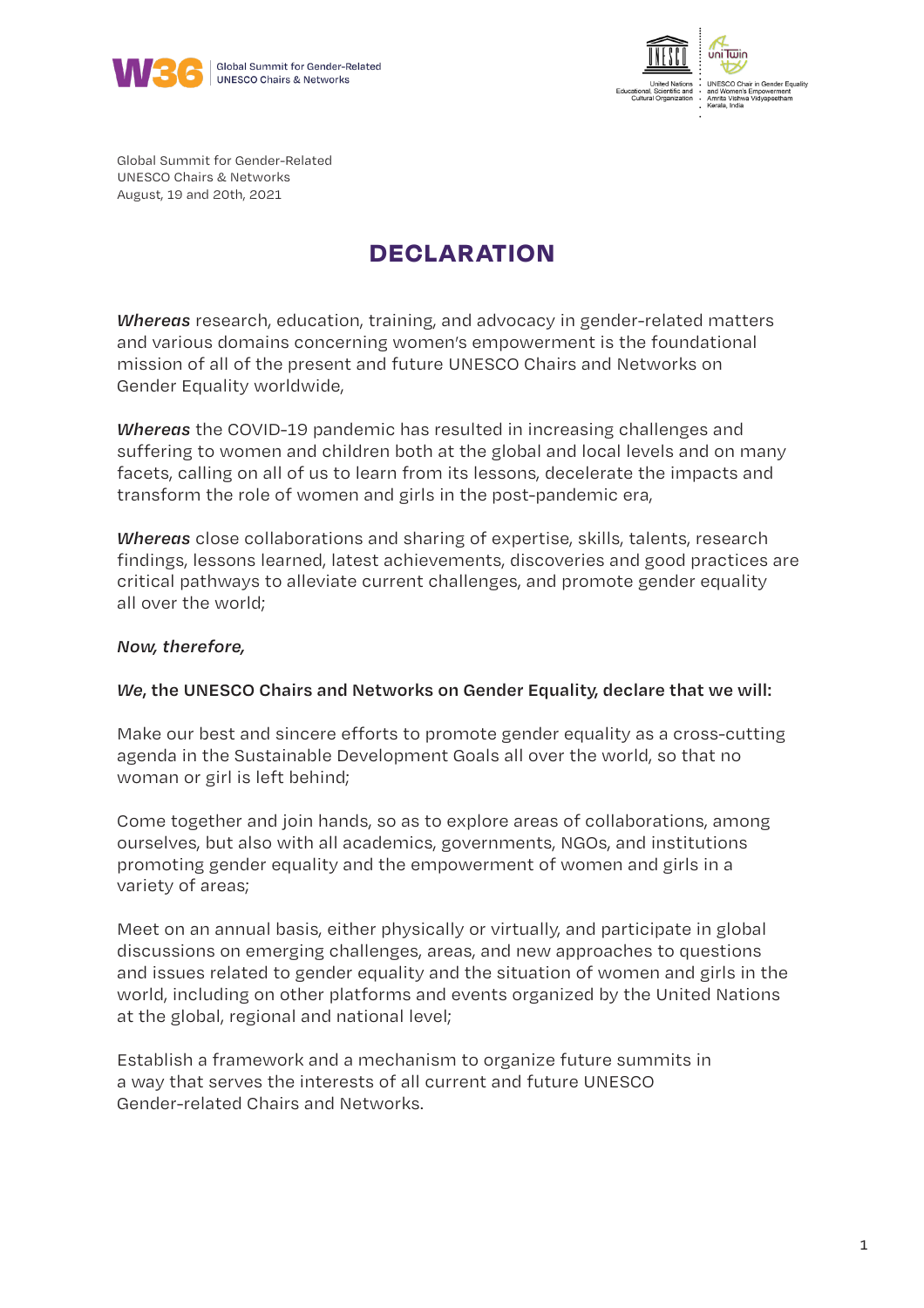Global Summit for Gender-Related
UNESCO Chairs & Networks
August, 19 and 20th, 2021

# DECLARATION

***Whereas*** research, education, training, and advocacy in gender-related matters and various domains concerning women's empowerment is the foundational mission of all of the present and future UNESCO Chairs and Networks on Gender Equality worldwide,

***Whereas*** the COVID-19 pandemic has resulted in increasing challenges and suffering to women and children both at the global and local levels and on many facets, calling on all of us to learn from its lessons, decelerate the impacts and transform the role of women and girls in the post-pandemic era,

***Whereas*** close collaborations and sharing of expertise, skills, talents, research findings, lessons learned, latest achievements, discoveries and good practices are critical pathways to alleviate current challenges, and promote gender equality all over the world;

*Now, therefore,*

***We*, the UNESCO Chairs and Networks on Gender Equality, declare that we will:**

Make our best and sincere efforts to promote gender equality as a cross-cutting agenda in the Sustainable Development Goals all over the world, so that no woman or girl is left behind;

Come together and join hands, so as to explore areas of collaborations, among ourselves, but also with all academics, governments, NGOs, and institutions promoting gender equality and the empowerment of women and girls in a variety of areas;

Meet on an annual basis, either physically or virtually, and participate in global discussions on emerging challenges, areas, and new approaches to questions and issues related to gender equality and the situation of women and girls in the world, including on other platforms and events organized by the United Nations at the global, regional and national level;

Establish a framework and a mechanism to organize future summits in a way that serves the interests of all current and future UNESCO Gender-related Chairs and Networks.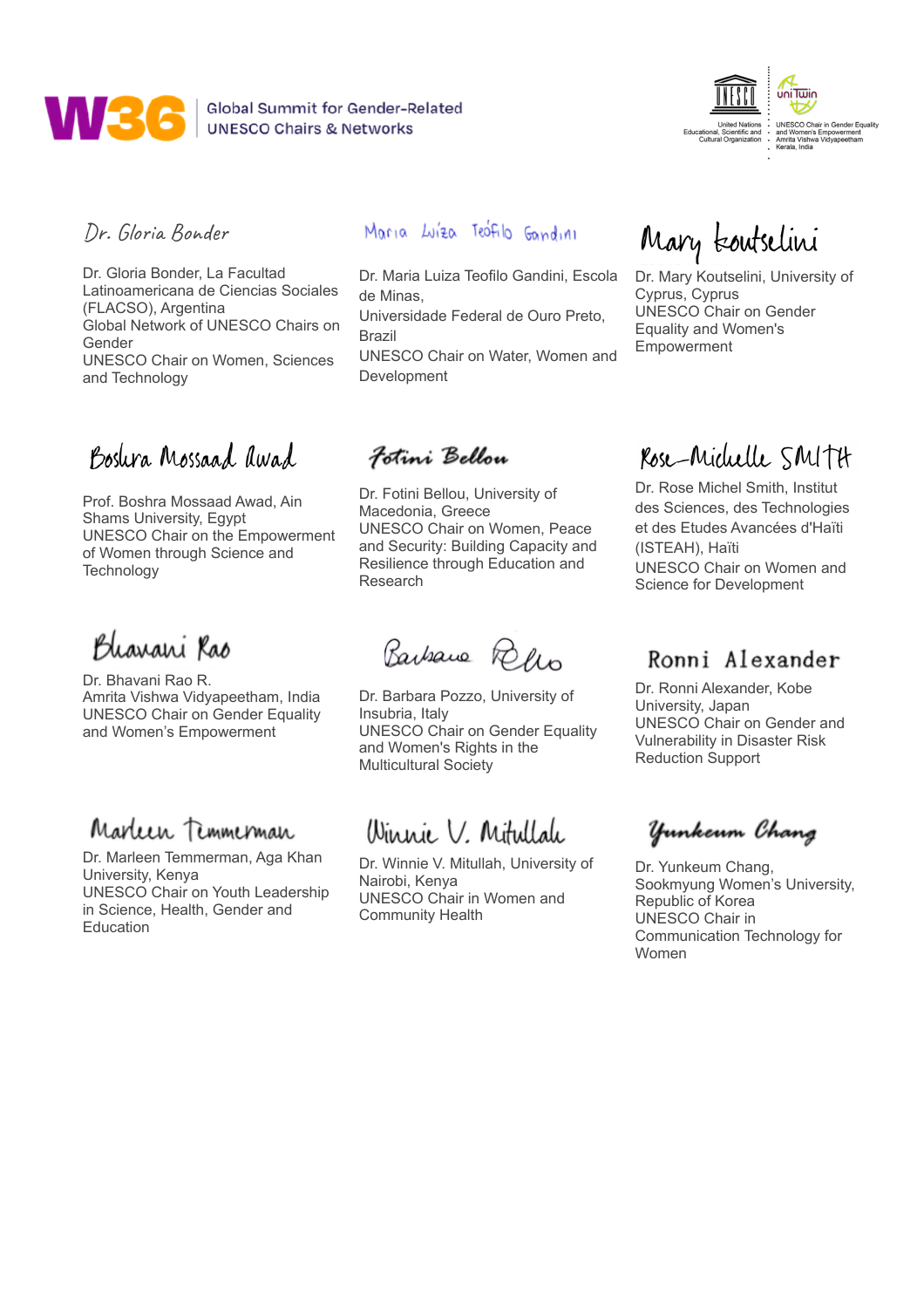W36 | Global Summit for Gender-Related UNESCO Chairs & Networks

Dr. Gloria Bonder

Dr. Gloria Bonder, La Facultad Latinoamericana de Ciencias Sociales (FLACSO), Argentina
Global Network of UNESCO Chairs on Gender
UNESCO Chair on Women, Sciences and Technology

Maria Luiza Teófilo Gandini

Dr. Maria Luiza Teofilo Gandini, Escola de Minas,
Universidade Federal de Ouro Preto, Brazil
UNESCO Chair on Water, Women and Development

Mary Koutselini

Dr. Mary Koutselini, University of Cyprus, Cyprus
UNESCO Chair on Gender Equality and Women's Empowerment

Boshra Mossaad Awad

Prof. Boshra Mossaad Awad, Ain Shams University, Egypt
UNESCO Chair on the Empowerment of Women through Science and Technology

Fotini Bellou

Dr. Fotini Bellou, University of Macedonia, Greece
UNESCO Chair on Women, Peace and Security: Building Capacity and Resilience through Education and Research

Rose-Michelle Smith

Dr. Rose Michel Smith, Institut des Sciences, des Technologies et des Etudes Avancées d'Haïti (ISTEAH), Haïti
UNESCO Chair on Women and Science for Development

Bhavani Rao

Dr. Bhavani Rao R.
Amrita Vishwa Vidyapeetham, India
UNESCO Chair on Gender Equality and Women's Empowerment

Barbara Pozzo

Dr. Barbara Pozzo, University of Insubria, Italy
UNESCO Chair on Gender Equality and Women's Rights in the Multicultural Society

Ronni Alexander

Dr. Ronni Alexander, Kobe University, Japan
UNESCO Chair on Gender and Vulnerability in Disaster Risk Reduction Support

Marleen Temmerman

Dr. Marleen Temmerman, Aga Khan University, Kenya
UNESCO Chair on Youth Leadership in Science, Health, Gender and Education

Winnie V. Mitullah

Dr. Winnie V. Mitullah, University of Nairobi, Kenya
UNESCO Chair in Women and Community Health

Yunkeum Chang

Dr. Yunkeum Chang, Sookmyung Women's University, Republic of Korea
UNESCO Chair in Communication Technology for Women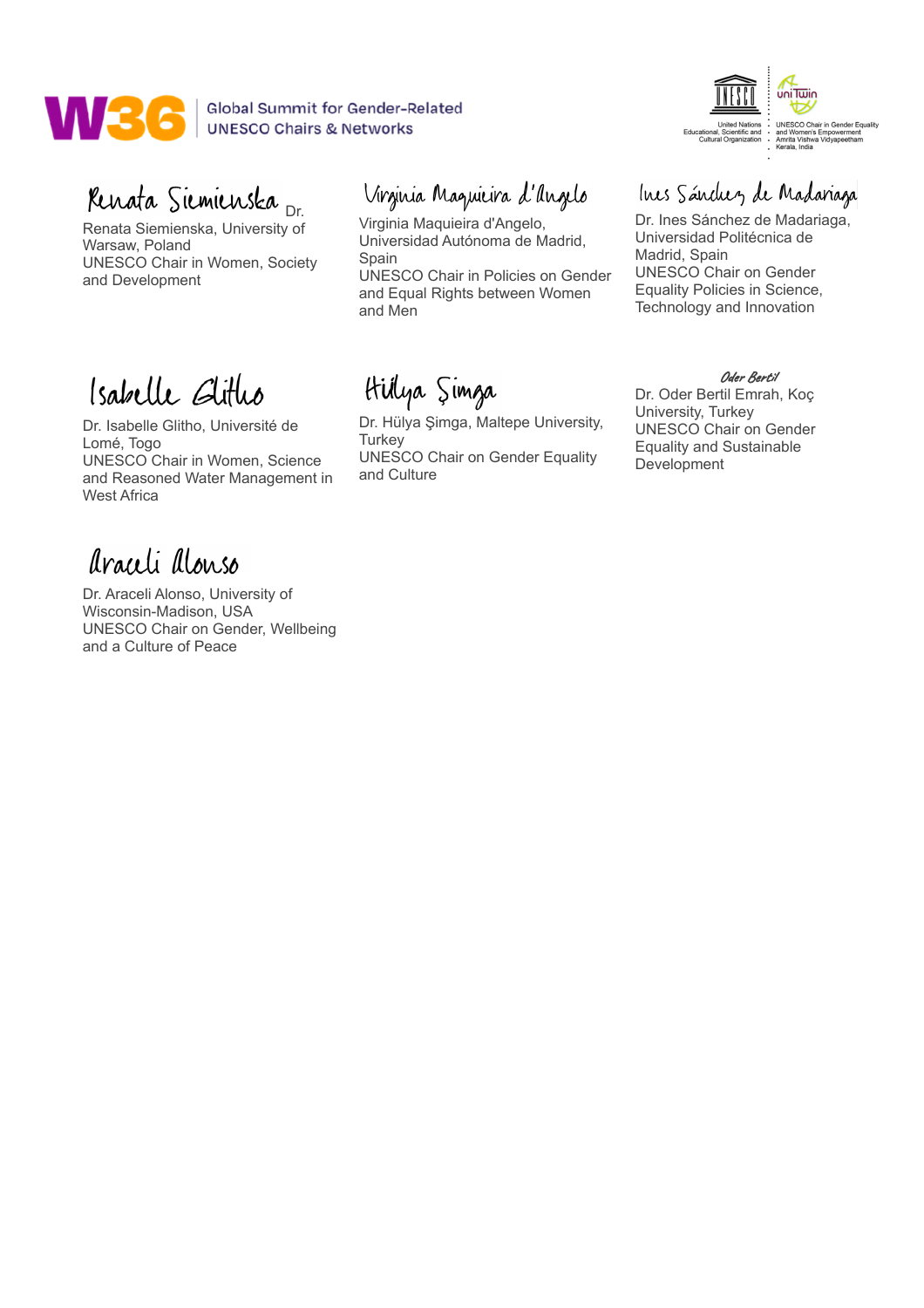W36 Global Summit for Gender-Related UNESCO Chairs & Networks

United Nations Educational, Scientific and Cultural Organization

UNESCO Chair in Gender Equality and Women's Empowerment
Amrita Vishwa Vidyapeetham
Kerala, India

Renata Siemienska

Dr. Renata Siemienska, University of Warsaw, Poland
UNESCO Chair in Women, Society and Development

Virginia Maquieira d'Angelo

Virginia Maquieira d'Angelo, Universidad Autónoma de Madrid, Spain
UNESCO Chair in Policies on Gender and Equal Rights between Women and Men

Ines Sánchez de Madariaga

Dr. Ines Sánchez de Madariaga, Universidad Politécnica de Madrid, Spain
UNESCO Chair on Gender Equality Policies in Science, Technology and Innovation

Isabelle Glitho

Dr. Isabelle Glitho, Université de Lomé, Togo
UNESCO Chair in Women, Science and Reasoned Water Management in West Africa

Hülya Şimga

Dr. Hülya Şimga, Maltepe University, Turkey
UNESCO Chair on Gender Equality and Culture

Oder Bertil

Dr. Oder Bertil Emrah, Koç University, Turkey
UNESCO Chair on Gender Equality and Sustainable Development

Araceli Alonso

Dr. Araceli Alonso, University of Wisconsin-Madison, USA
UNESCO Chair on Gender, Wellbeing and a Culture of Peace